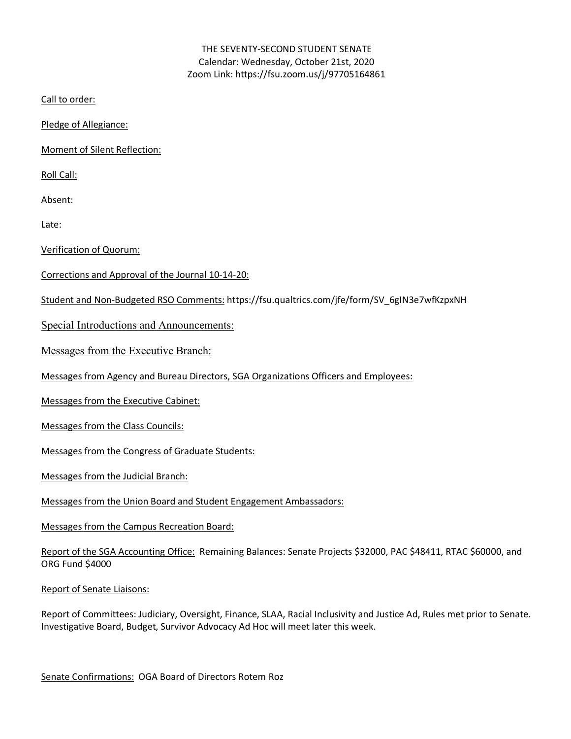THE SEVENTY-SECOND STUDENT SENATE
Calendar: Wednesday, October 21st, 2020
Zoom Link: https://fsu.zoom.us/j/97705164861

Call to order:

Pledge of Allegiance:

Moment of Silent Reflection:

Roll Call:

Absent:

Late:

Verification of Quorum:

Corrections and Approval of the Journal 10-14-20:

Student and Non-Budgeted RSO Comments: https://fsu.qualtrics.com/jfe/form/SV_6gIN3e7wfKzpxNH

Special Introductions and Announcements:

Messages from the Executive Branch:

Messages from Agency and Bureau Directors, SGA Organizations Officers and Employees:

Messages from the Executive Cabinet:

Messages from the Class Councils:

Messages from the Congress of Graduate Students:

Messages from the Judicial Branch:

Messages from the Union Board and Student Engagement Ambassadors:

Messages from the Campus Recreation Board:

Report of the SGA Accounting Office: Remaining Balances: Senate Projects $32000, PAC $48411, RTAC $60000, and ORG Fund $4000

Report of Senate Liaisons:

Report of Committees: Judiciary, Oversight, Finance, SLAA, Racial Inclusivity and Justice Ad, Rules met prior to Senate. Investigative Board, Budget, Survivor Advocacy Ad Hoc will meet later this week.

Senate Confirmations: OGA Board of Directors Rotem Roz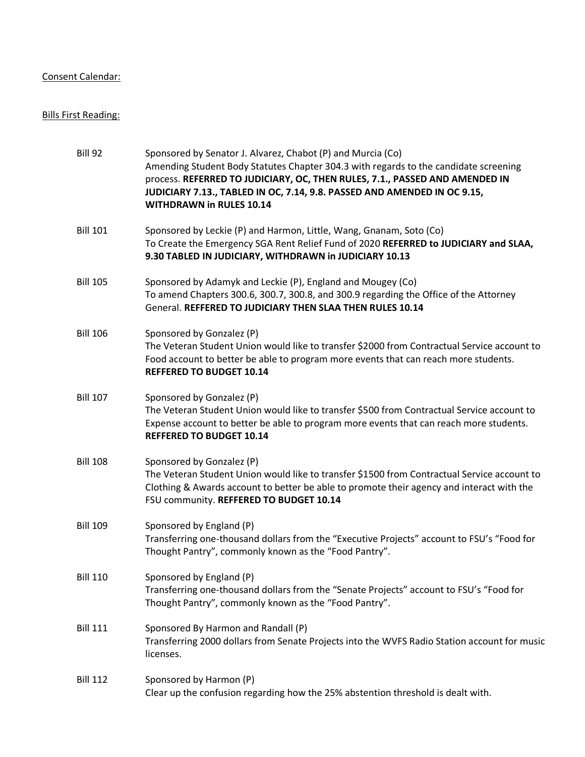<u>Consent Calendar:</u>

<u>Bills First Reading:</u>

**Bill 92** Sponsored by Senator J. Alvarez, Chabot (P) and Murcia (Co)
Amending Student Body Statutes Chapter 304.3 with regards to the candidate screening process. **REFERRED TO JUDICIARY, OC, THEN RULES, 7.1., PASSED AND AMENDED IN JUDICIARY 7.13., TABLED IN OC, 7.14, 9.8. PASSED AND AMENDED IN OC 9.15, WITHDRAWN in RULES 10.14**

**Bill 101** Sponsored by Leckie (P) and Harmon, Little, Wang, Gnanam, Soto (Co)
To Create the Emergency SGA Rent Relief Fund of 2020 **REFERRED to JUDICIARY and SLAA, 9.30 TABLED IN JUDICIARY, WITHDRAWN in JUDICIARY 10.13**

**Bill 105** Sponsored by Adamyk and Leckie (P), England and Mougey (Co)
To amend Chapters 300.6, 300.7, 300.8, and 300.9 regarding the Office of the Attorney General. **REFFERED TO JUDICIARY THEN SLAA THEN RULES 10.14**

**Bill 106** Sponsored by Gonzalez (P)
The Veteran Student Union would like to transfer $2000 from Contractual Service account to Food account to better be able to program more events that can reach more students. **REFFERED TO BUDGET 10.14**

**Bill 107** Sponsored by Gonzalez (P)
The Veteran Student Union would like to transfer $500 from Contractual Service account to Expense account to better be able to program more events that can reach more students. **REFFERED TO BUDGET 10.14**

**Bill 108** Sponsored by Gonzalez (P)
The Veteran Student Union would like to transfer $1500 from Contractual Service account to Clothing & Awards account to better be able to promote their agency and interact with the FSU community. **REFFERED TO BUDGET 10.14**

**Bill 109** Sponsored by England (P)
Transferring one-thousand dollars from the "Executive Projects" account to FSU's "Food for Thought Pantry", commonly known as the "Food Pantry".

**Bill 110** Sponsored by England (P)
Transferring one-thousand dollars from the "Senate Projects" account to FSU's "Food for Thought Pantry", commonly known as the "Food Pantry".

**Bill 111** Sponsored By Harmon and Randall (P)
Transferring 2000 dollars from Senate Projects into the WVFS Radio Station account for music licenses.

**Bill 112** Sponsored by Harmon (P)
Clear up the confusion regarding how the 25% abstention threshold is dealt with.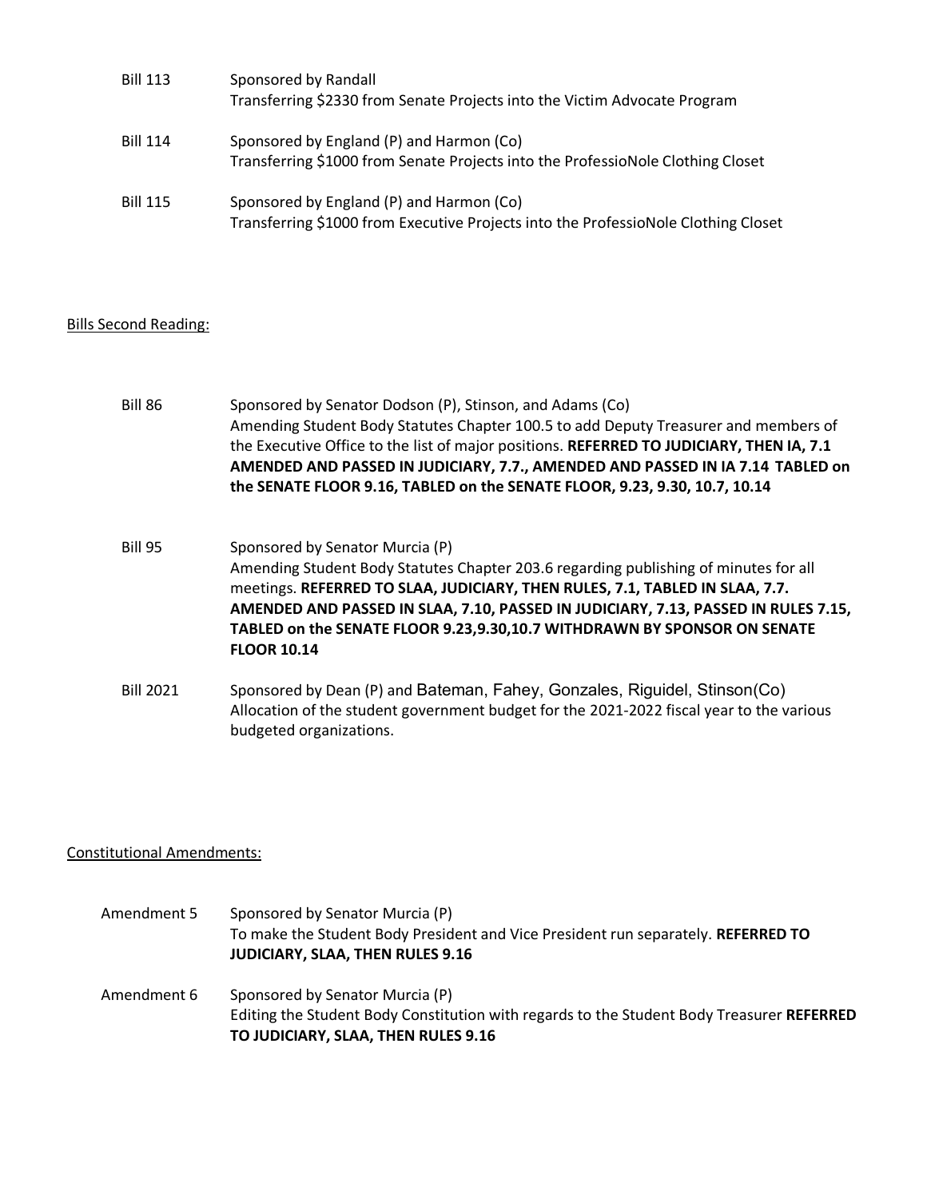Bill 113 Sponsored by Randall
Transferring $2330 from Senate Projects into the Victim Advocate Program

Bill 114 Sponsored by England (P) and Harmon (Co)
Transferring $1000 from Senate Projects into the ProfessioNole Clothing Closet

Bill 115 Sponsored by England (P) and Harmon (Co)
Transferring $1000 from Executive Projects into the ProfessioNole Clothing Closet

<u>Bills Second Reading:</u>

Bill 86 Sponsored by Senator Dodson (P), Stinson, and Adams (Co)
Amending Student Body Statutes Chapter 100.5 to add Deputy Treasurer and members of the Executive Office to the list of major positions. **REFERRED TO JUDICIARY, THEN IA, 7.1 AMENDED AND PASSED IN JUDICIARY, 7.7., AMENDED AND PASSED IN IA 7.14 TABLED on the SENATE FLOOR 9.16, TABLED on the SENATE FLOOR, 9.23, 9.30, 10.7, 10.14**

Bill 95 Sponsored by Senator Murcia (P)
Amending Student Body Statutes Chapter 203.6 regarding publishing of minutes for all meetings. **REFERRED TO SLAA, JUDICIARY, THEN RULES, 7.1, TABLED IN SLAA, 7.7. AMENDED AND PASSED IN SLAA, 7.10, PASSED IN JUDICIARY, 7.13, PASSED IN RULES 7.15, TABLED on the SENATE FLOOR 9.23,9.30,10.7 WITHDRAWN BY SPONSOR ON SENATE FLOOR 10.14**

Bill 2021 Sponsored by Dean (P) and Bateman, Fahey, Gonzales, Riguidel, Stinson(Co)
Allocation of the student government budget for the 2021-2022 fiscal year to the various budgeted organizations.

<u>Constitutional Amendments:</u>

Amendment 5 Sponsored by Senator Murcia (P)
To make the Student Body President and Vice President run separately. **REFERRED TO JUDICIARY, SLAA, THEN RULES 9.16**

Amendment 6 Sponsored by Senator Murcia (P)
Editing the Student Body Constitution with regards to the Student Body Treasurer **REFERRED TO JUDICIARY, SLAA, THEN RULES 9.16**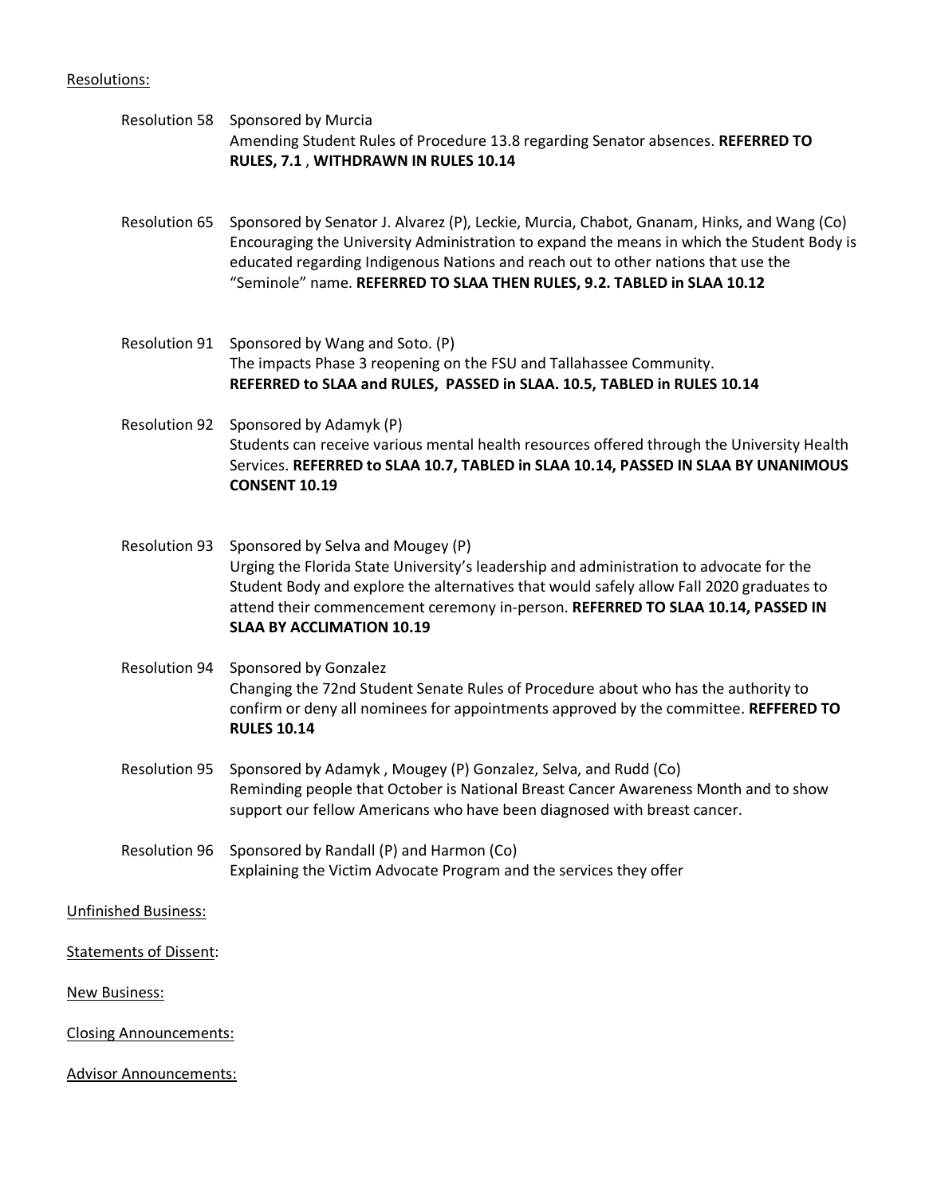Resolutions:

Resolution 58 Sponsored by Murcia
Amending Student Rules of Procedure 13.8 regarding Senator absences. **REFERRED TO RULES, 7.1** , **WITHDRAWN IN RULES 10.14**

Resolution 65 Sponsored by Senator J. Alvarez (P), Leckie, Murcia, Chabot, Gnanam, Hinks, and Wang (Co)
Encouraging the University Administration to expand the means in which the Student Body is educated regarding Indigenous Nations and reach out to other nations that use the "Seminole" name. **REFERRED TO SLAA THEN RULES, 9.2. TABLED in SLAA 10.12**

Resolution 91 Sponsored by Wang and Soto. (P)
The impacts Phase 3 reopening on the FSU and Tallahassee Community.
**REFERRED to SLAA and RULES, PASSED in SLAA. 10.5, TABLED in RULES 10.14**

Resolution 92 Sponsored by Adamyk (P)
Students can receive various mental health resources offered through the University Health Services. **REFERRED to SLAA 10.7, TABLED in SLAA 10.14, PASSED IN SLAA BY UNANIMOUS CONSENT 10.19**

Resolution 93 Sponsored by Selva and Mougey (P)
Urging the Florida State University's leadership and administration to advocate for the Student Body and explore the alternatives that would safely allow Fall 2020 graduates to attend their commencement ceremony in-person. **REFERRED TO SLAA 10.14, PASSED IN SLAA BY ACCLIMATION 10.19**

Resolution 94 Sponsored by Gonzalez
Changing the 72nd Student Senate Rules of Procedure about who has the authority to confirm or deny all nominees for appointments approved by the committee. **REFFERED TO RULES 10.14**

Resolution 95 Sponsored by Adamyk , Mougey (P) Gonzalez, Selva, and Rudd (Co)
Reminding people that October is National Breast Cancer Awareness Month and to show support our fellow Americans who have been diagnosed with breast cancer.

Resolution 96 Sponsored by Randall (P) and Harmon (Co)
Explaining the Victim Advocate Program and the services they offer

Unfinished Business:

Statements of Dissent:

New Business:

Closing Announcements:

Advisor Announcements: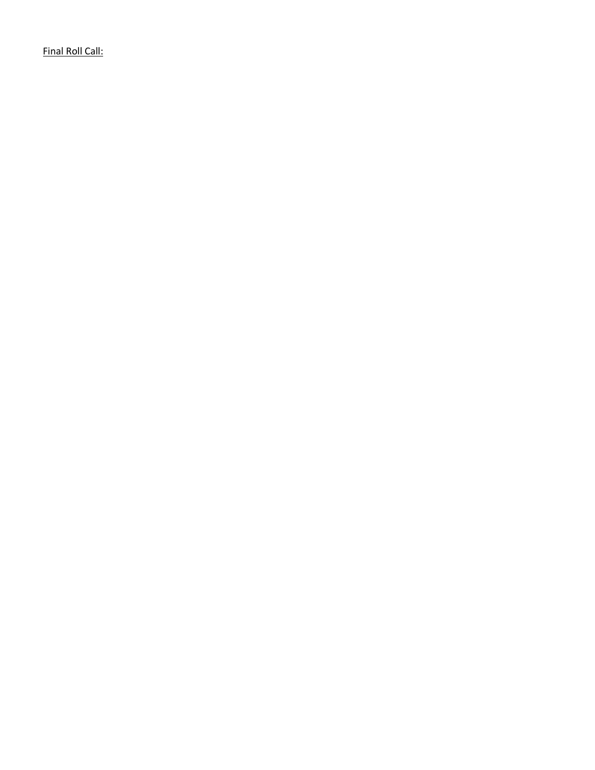<u>Final Roll Call:</u>